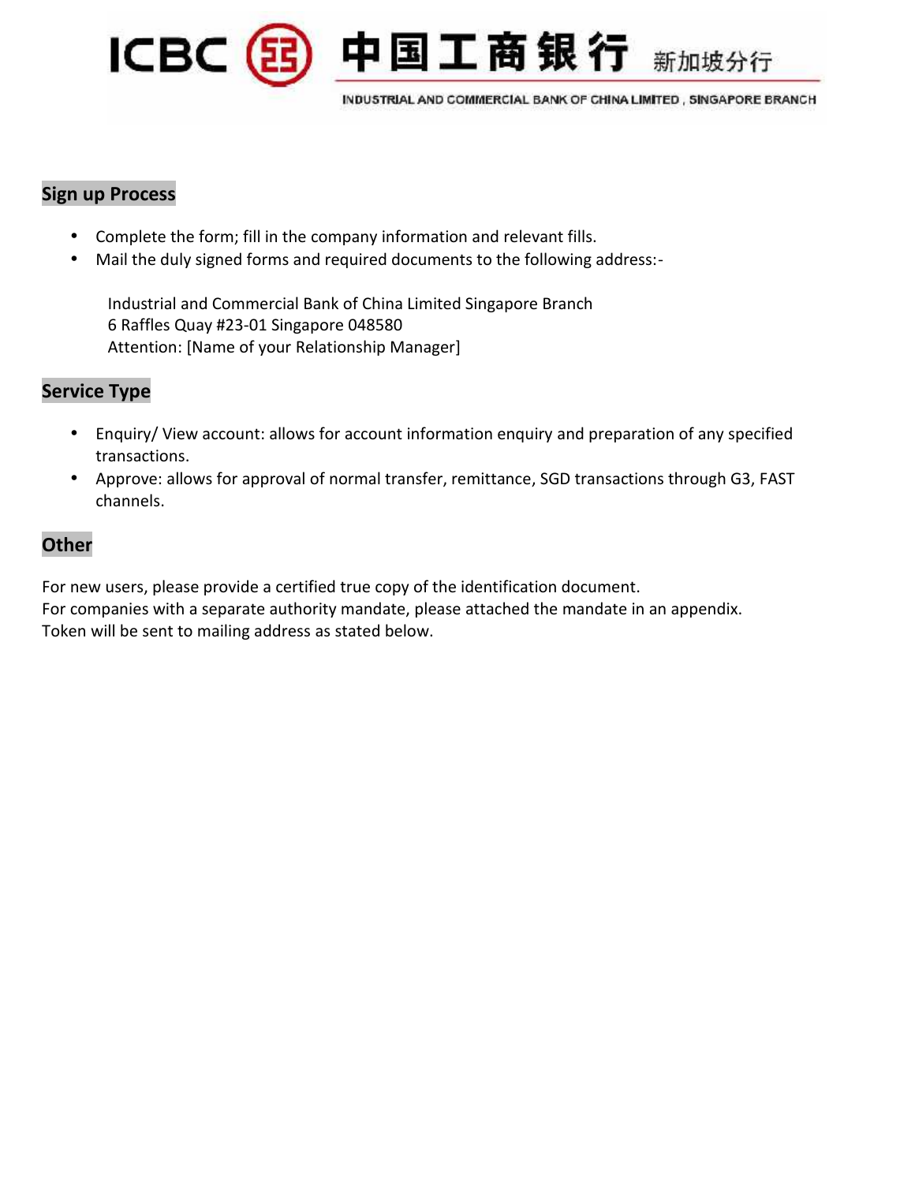## Sign up Process

- Complete the form; fill in the company information and relevant fills.
- Mail the duly signed forms and required documents to the following address:-

  Industrial and Commercial Bank of China Limited Singapore Branch
  6 Raffles Quay #23-01 Singapore 048580
  Attention: [Name of your Relationship Manager]

## Service Type

- Enquiry/ View account: allows for account information enquiry and preparation of any specified transactions.
- Approve: allows for approval of normal transfer, remittance, SGD transactions through G3, FAST channels.

## Other

For new users, please provide a certified true copy of the identification document.
For companies with a separate authority mandate, please attached the mandate in an appendix.
Token will be sent to mailing address as stated below.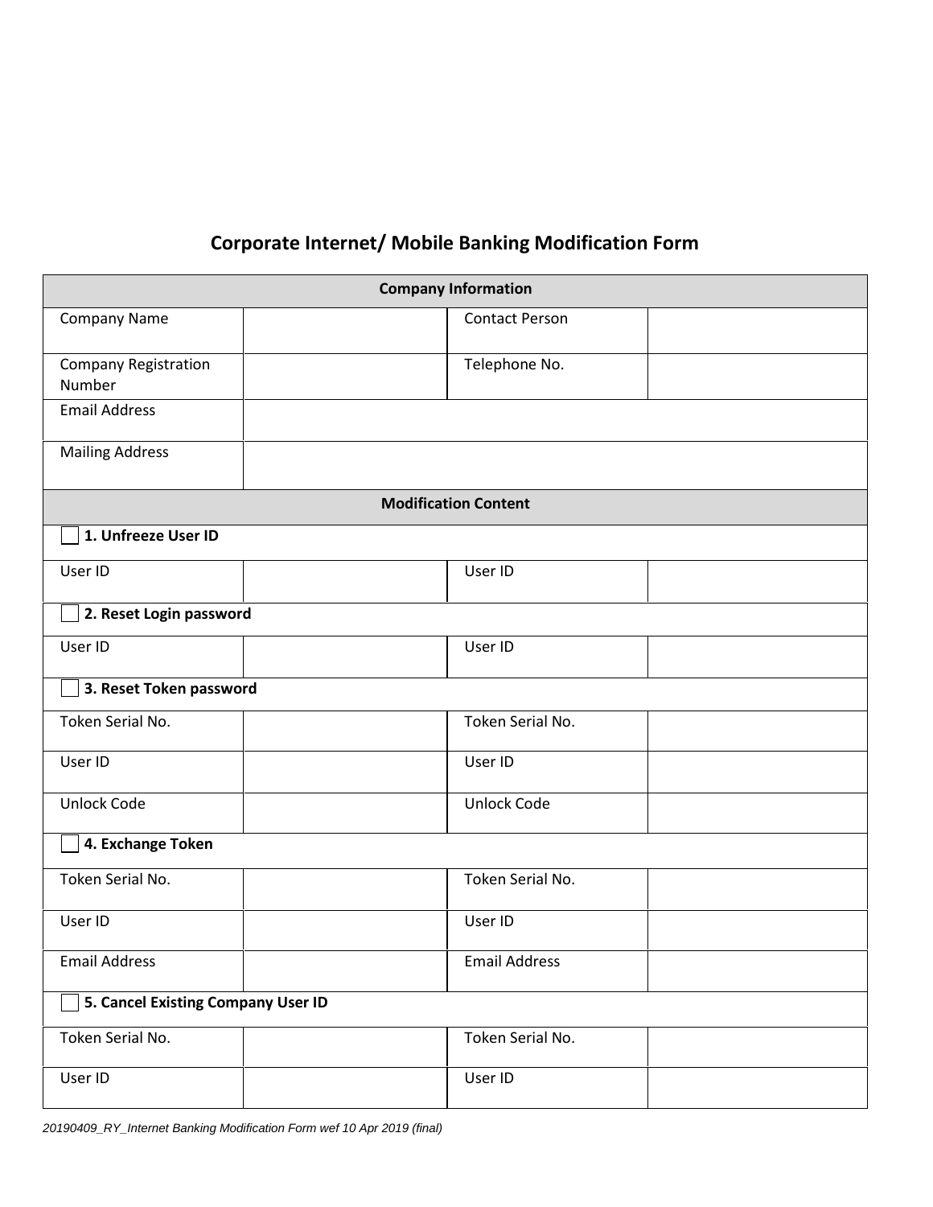## Corporate Internet/ Mobile Banking Modification Form

| Company Information | | | |
|---|---|---|---|
| Company Name | | Contact Person | |
| Company Registration Number | | Telephone No. | |
| Email Address | | | |
| Mailing Address | | | |
| **Modification Content** | | | |
| ☐ **1. Unfreeze User ID** | | | |
| User ID | | User ID | |
| ☐ **2. Reset Login password** | | | |
| User ID | | User ID | |
| ☐ **3. Reset Token password** | | | |
| Token Serial No. | | Token Serial No. | |
| User ID | | User ID | |
| Unlock Code | | Unlock Code | |
| ☐ **4. Exchange Token** | | | |
| Token Serial No. | | Token Serial No. | |
| User ID | | User ID | |
| Email Address | | Email Address | |
| ☐ **5. Cancel Existing Company User ID** | | | |
| Token Serial No. | | Token Serial No. | |
| User ID | | User ID | |

*20190409_RY_Internet Banking Modification Form wef 10 Apr 2019 (final)*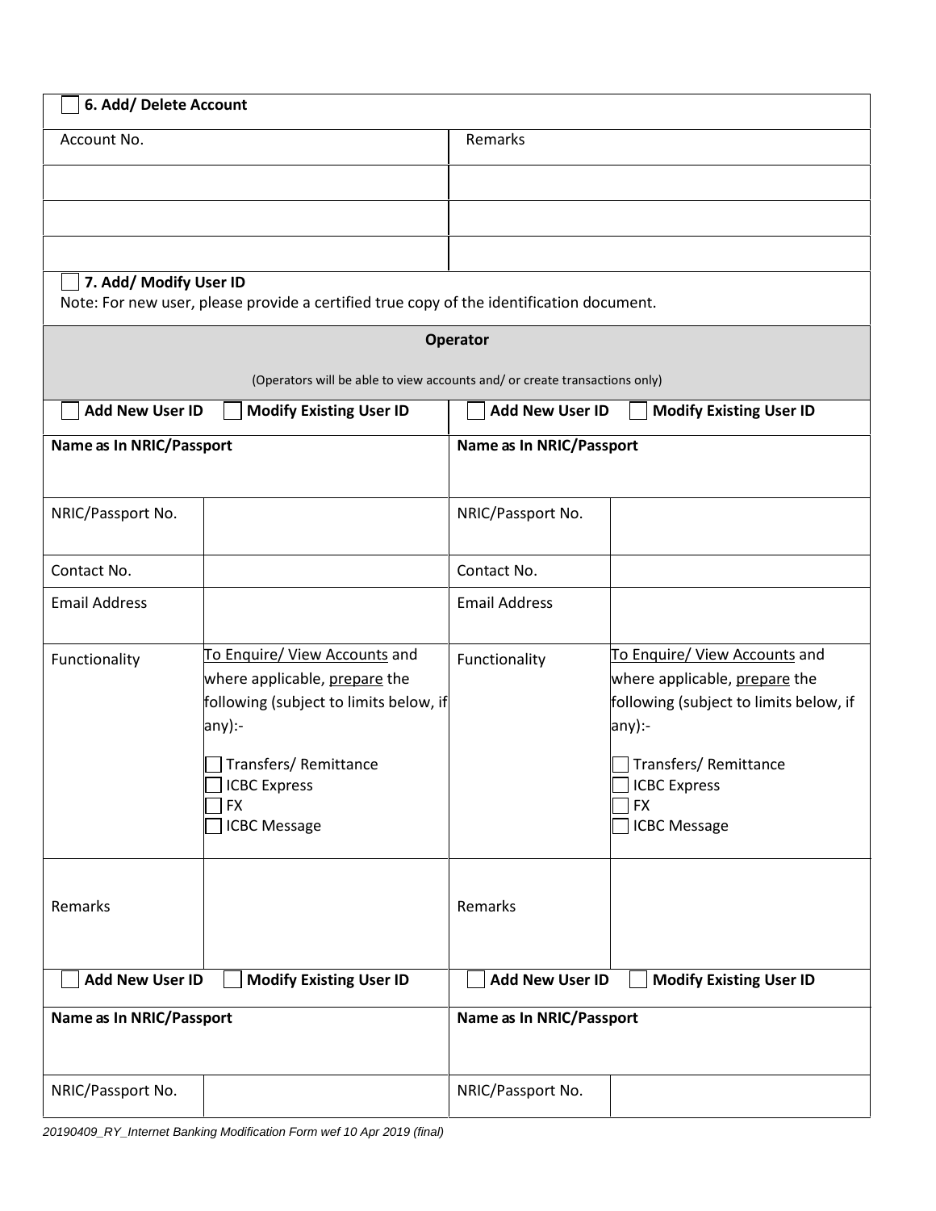| ☐ **6. Add/ Delete Account** | |
|---|---|
| Account No. | Remarks |
| | |
| | |
| | |

☐ **7. Add/ Modify User ID**

Note: For new user, please provide a certified true copy of the identification document.

| **Operator** (Operators will be able to view accounts and/ or create transactions only) | | | |
|---|---|---|---|
| ☐ **Add New User ID** ☐ **Modify Existing User ID** | | ☐ **Add New User ID** ☐ **Modify Existing User ID** | |
| **Name as In NRIC/Passport** | | **Name as In NRIC/Passport** | |
| NRIC/Passport No. | | NRIC/Passport No. | |
| Contact No. | | Contact No. | |
| Email Address | | Email Address | |
| Functionality | To Enquire/ View Accounts and where applicable, prepare the following (subject to limits below, if any):- ☐ Transfers/ Remittance ☐ ICBC Express ☐ FX ☐ ICBC Message | Functionality | To Enquire/ View Accounts and where applicable, prepare the following (subject to limits below, if any):- ☐ Transfers/ Remittance ☐ ICBC Express ☐ FX ☐ ICBC Message |
| Remarks | | Remarks | |
| ☐ **Add New User ID** ☐ **Modify Existing User ID** | | ☐ **Add New User ID** ☐ **Modify Existing User ID** | |
| **Name as In NRIC/Passport** | | **Name as In NRIC/Passport** | |
| NRIC/Passport No. | | NRIC/Passport No. | |

*20190409_RY_Internet Banking Modification Form wef 10 Apr 2019 (final)*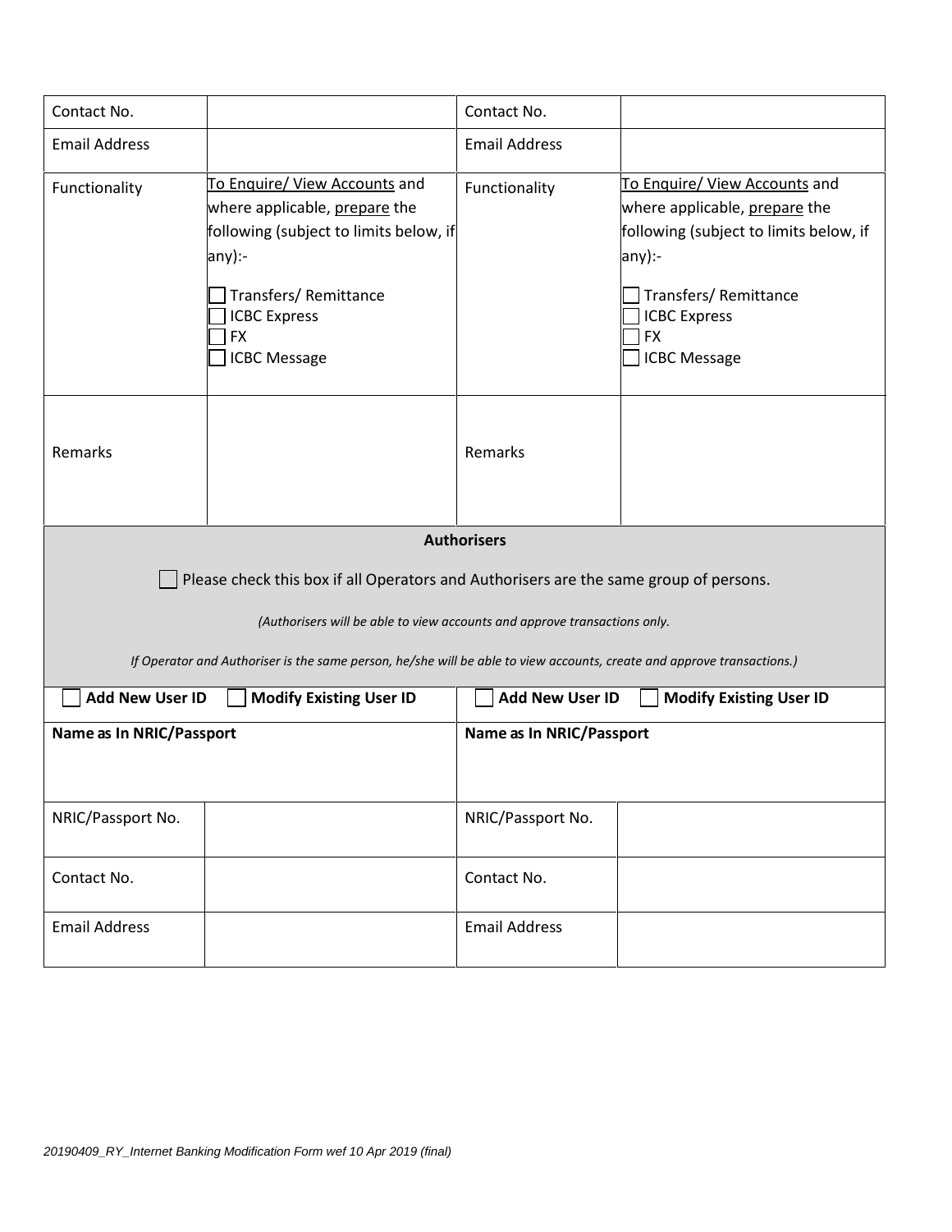| Contact No. | | Contact No. | |
|---|---|---|---|
| Email Address | | Email Address | |
| Functionality | To Enquire/ View Accounts and where applicable, prepare the following (subject to limits below, if any):- ☐ Transfers/ Remittance ☐ ICBC Express ☐ FX ☐ ICBC Message | Functionality | To Enquire/ View Accounts and where applicable, prepare the following (subject to limits below, if any):- ☐ Transfers/ Remittance ☐ ICBC Express ☐ FX ☐ ICBC Message |
| Remarks | | Remarks | |

**Authorisers**

☐ Please check this box if all Operators and Authorisers are the same group of persons.

*(Authorisers will be able to view accounts and approve transactions only.*

*If Operator and Authoriser is the same person, he/she will be able to view accounts, create and approve transactions.)*

| ☐ **Add New User ID** ☐ **Modify Existing User ID** | | ☐ **Add New User ID** ☐ **Modify Existing User ID** | |
|---|---|---|---|
| **Name as In NRIC/Passport** | | **Name as In NRIC/Passport** | |
| NRIC/Passport No. | | NRIC/Passport No. | |
| Contact No. | | Contact No. | |
| Email Address | | Email Address | |

*20190409_RY_Internet Banking Modification Form wef 10 Apr 2019 (final)*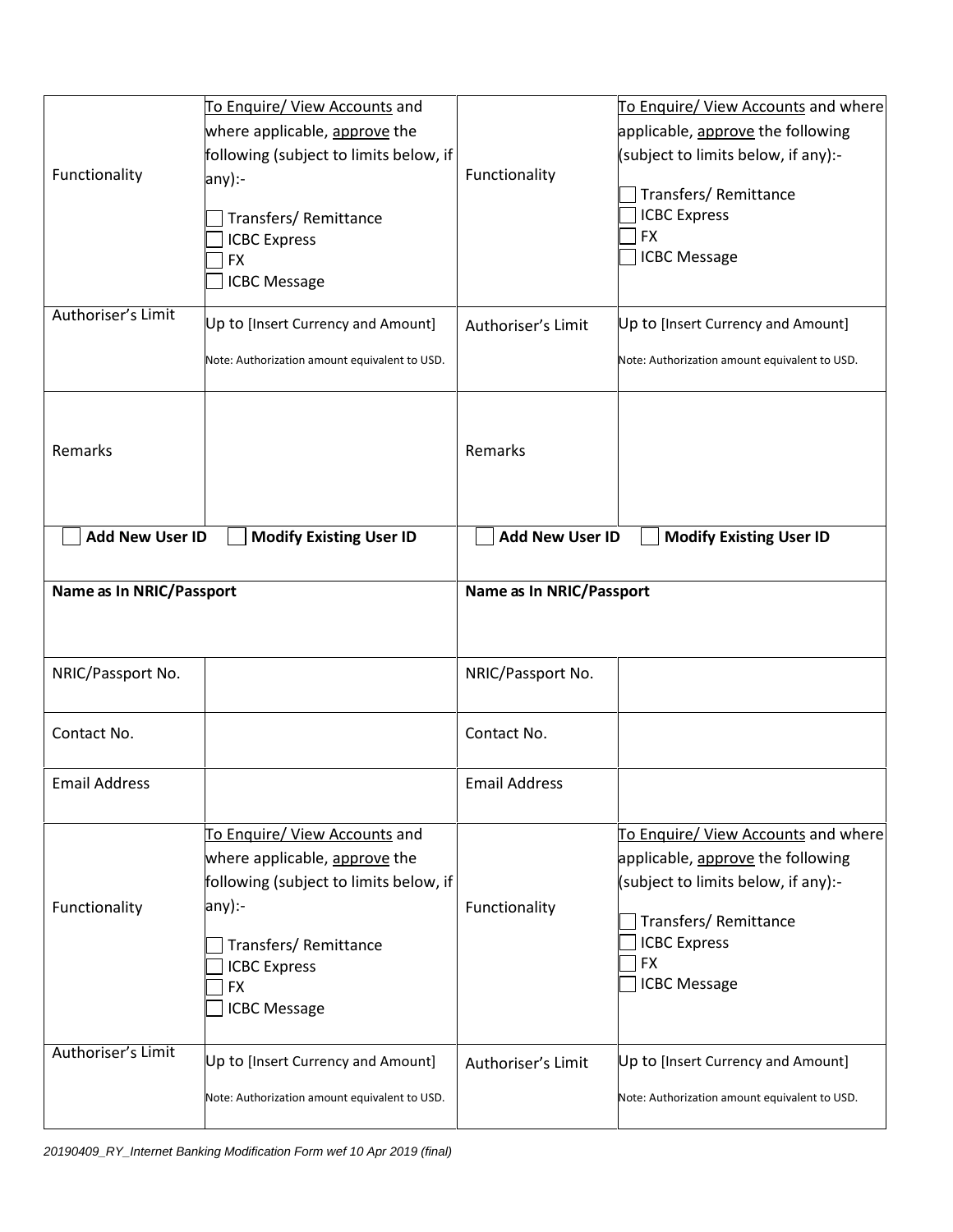| Functionality | To Enquire/ View Accounts and where applicable, approve the following (subject to limits below, if any):-<br>☐ Transfers/ Remittance<br>☐ ICBC Express<br>☐ FX<br>☐ ICBC Message | Functionality | To Enquire/ View Accounts and where applicable, approve the following (subject to limits below, if any):-<br>☐ Transfers/ Remittance<br>☐ ICBC Express<br>☐ FX<br>☐ ICBC Message |
|---|---|---|---|
| Authoriser's Limit | Up to [Insert Currency and Amount]<br>Note: Authorization amount equivalent to USD. | Authoriser's Limit | Up to [Insert Currency and Amount]<br>Note: Authorization amount equivalent to USD. |
| Remarks | | Remarks | |

| ☐ **Add New User ID** ☐ **Modify Existing User ID** | | ☐ **Add New User ID** ☐ **Modify Existing User ID** | |
|---|---|---|---|
| **Name as In NRIC/Passport** | | **Name as In NRIC/Passport** | |
| NRIC/Passport No. | | NRIC/Passport No. | |
| Contact No. | | Contact No. | |
| Email Address | | Email Address | |
| Functionality | To Enquire/ View Accounts and where applicable, approve the following (subject to limits below, if any):-<br>☐ Transfers/ Remittance<br>☐ ICBC Express<br>☐ FX<br>☐ ICBC Message | Functionality | To Enquire/ View Accounts and where applicable, approve the following (subject to limits below, if any):-<br>☐ Transfers/ Remittance<br>☐ ICBC Express<br>☐ FX<br>☐ ICBC Message |
| Authoriser's Limit | Up to [Insert Currency and Amount]<br>Note: Authorization amount equivalent to USD. | Authoriser's Limit | Up to [Insert Currency and Amount]<br>Note: Authorization amount equivalent to USD. |

*20190409_RY_Internet Banking Modification Form wef 10 Apr 2019 (final)*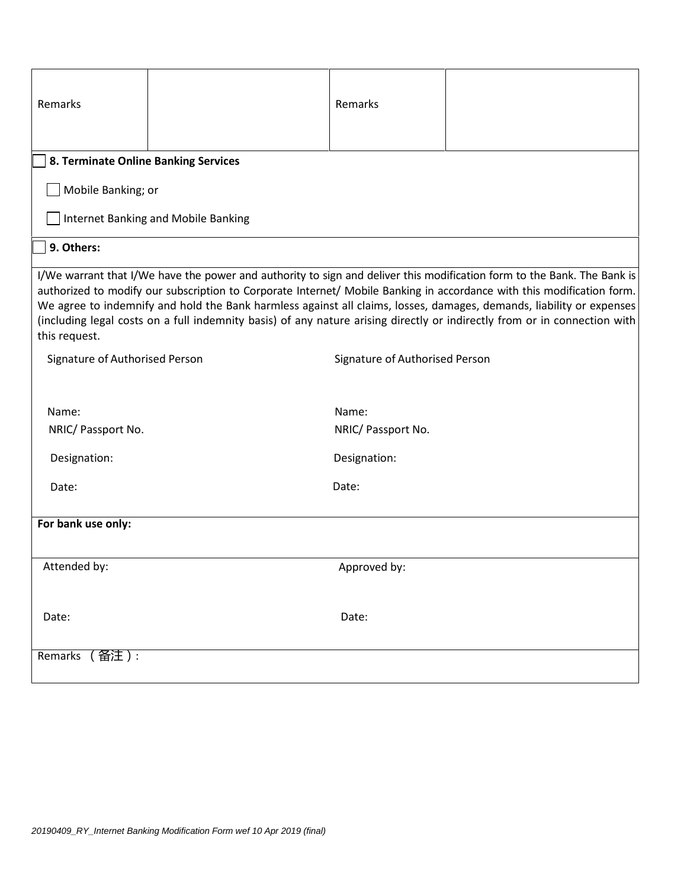| | | | |
|---|---|---|---|
| Remarks | | Remarks | |

☐ **8. Terminate Online Banking Services**

☐ Mobile Banking; or

☐ Internet Banking and Mobile Banking

☐ **9. Others:**

I/We warrant that I/We have the power and authority to sign and deliver this modification form to the Bank. The Bank is authorized to modify our subscription to Corporate Internet/ Mobile Banking in accordance with this modification form. We agree to indemnify and hold the Bank harmless against all claims, losses, damages, demands, liability or expenses (including legal costs on a full indemnity basis) of any nature arising directly or indirectly from or in connection with this request.

| | |
|---|---|
| Signature of Authorised Person | Signature of Authorised Person |
| Name: | Name: |
| NRIC/ Passport No. | NRIC/ Passport No. |
| Designation: | Designation: |
| Date: | Date: |

**For bank use only:**

| | |
|---|---|
| Attended by: | Approved by: |
| Date: | Date: |

Remarks （备注）:

*20190409_RY_Internet Banking Modification Form wef 10 Apr 2019 (final)*